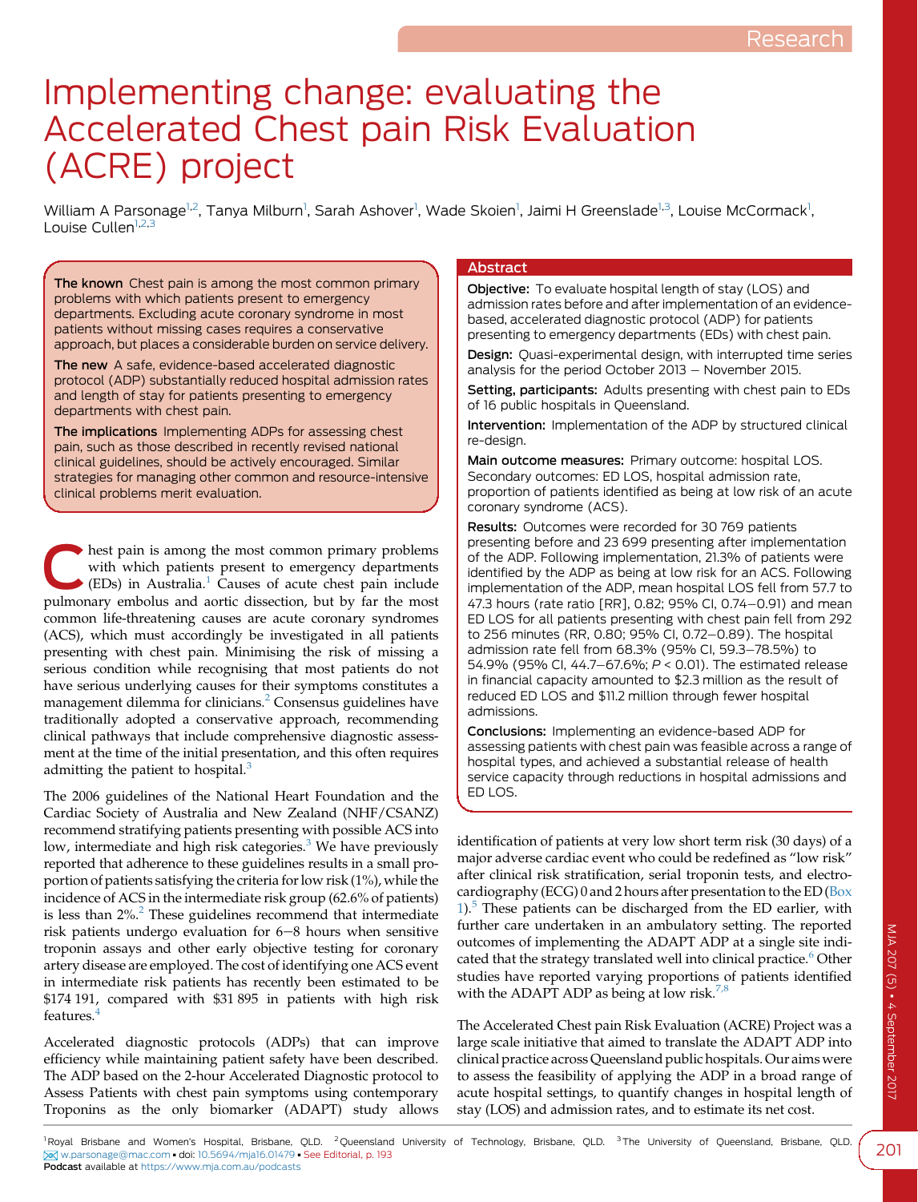Research

# Implementing change: evaluating the Accelerated Chest pain Risk Evaluation (ACRE) project

William A Parsonage[1,2], Tanya Milburn[1], Sarah Ashover[1], Wade Skoien[1], Jaimi H Greenslade[1,3], Louise McCormack[1], Louise Cullen[1,2,3]

**The known** Chest pain is among the most common primary problems with which patients present to emergency departments. Excluding acute coronary syndrome in most patients without missing cases requires a conservative approach, but places a considerable burden on service delivery.

**The new** A safe, evidence-based accelerated diagnostic protocol (ADP) substantially reduced hospital admission rates and length of stay for patients presenting to emergency departments with chest pain.

**The implications** Implementing ADPs for assessing chest pain, such as those described in recently revised national clinical guidelines, should be actively encouraged. Similar strategies for managing other common and resource-intensive clinical problems merit evaluation.

## Abstract

**Objective:** To evaluate hospital length of stay (LOS) and admission rates before and after implementation of an evidence-based, accelerated diagnostic protocol (ADP) for patients presenting to emergency departments (EDs) with chest pain.

**Design:** Quasi-experimental design, with interrupted time series analysis for the period October 2013 – November 2015.

**Setting, participants:** Adults presenting with chest pain to EDs of 16 public hospitals in Queensland.

**Intervention:** Implementation of the ADP by structured clinical re-design.

**Main outcome measures:** Primary outcome: hospital LOS. Secondary outcomes: ED LOS, hospital admission rate, proportion of patients identified as being at low risk of an acute coronary syndrome (ACS).

**Results:** Outcomes were recorded for 30 769 patients presenting before and 23 699 presenting after implementation of the ADP. Following implementation, 21.3% of patients were identified by the ADP as being at low risk for an ACS. Following implementation of the ADP, mean hospital LOS fell from 57.7 to 47.3 hours (rate ratio [RR], 0.82; 95% CI, 0.74–0.91) and mean ED LOS for all patients presenting with chest pain fell from 292 to 256 minutes (RR, 0.80; 95% CI, 0.72–0.89). The hospital admission rate fell from 68.3% (95% CI, 59.3–78.5%) to 54.9% (95% CI, 44.7–67.6%; $P < 0.01$). The estimated release in financial capacity amounted to \$2.3 million as the result of reduced ED LOS and \$11.2 million through fewer hospital admissions.

**Conclusions:** Implementing an evidence-based ADP for assessing patients with chest pain was feasible across a range of hospital types, and achieved a substantial release of health service capacity through reductions in hospital admissions and ED LOS.

Chest pain is among the most common primary problems with which patients present to emergency departments (EDs) in Australia.[1] Causes of acute chest pain include pulmonary embolus and aortic dissection, but by far the most common life-threatening causes are acute coronary syndromes (ACS), which must accordingly be investigated in all patients presenting with chest pain. Minimising the risk of missing a serious condition while recognising that most patients do not have serious underlying causes for their symptoms constitutes a management dilemma for clinicians.[2] Consensus guidelines have traditionally adopted a conservative approach, recommending clinical pathways that include comprehensive diagnostic assessment at the time of the initial presentation, and this often requires admitting the patient to hospital.[3]

The 2006 guidelines of the National Heart Foundation and the Cardiac Society of Australia and New Zealand (NHF/CSANZ) recommend stratifying patients presenting with possible ACS into low, intermediate and high risk categories.[3] We have previously reported that adherence to these guidelines results in a small proportion of patients satisfying the criteria for low risk (1%), while the incidence of ACS in the intermediate risk group (62.6% of patients) is less than 2%.[2] These guidelines recommend that intermediate risk patients undergo evaluation for 6–8 hours when sensitive troponin assays and other early objective testing for coronary artery disease are employed. The cost of identifying one ACS event in intermediate risk patients has recently been estimated to be \$174 191, compared with \$31 895 in patients with high risk features.[4]

Accelerated diagnostic protocols (ADPs) that can improve efficiency while maintaining patient safety have been described. The ADP based on the 2-hour Accelerated Diagnostic protocol to Assess Patients with chest pain symptoms using contemporary Troponins as the only biomarker (ADAPT) study allows identification of patients at very low short term risk (30 days) of a major adverse cardiac event who could be redefined as "low risk" after clinical risk stratification, serial troponin tests, and electrocardiography (ECG) 0 and 2 hours after presentation to the ED (Box 1).[5] These patients can be discharged from the ED earlier, with further care undertaken in an ambulatory setting. The reported outcomes of implementing the ADAPT ADP at a single site indicated that the strategy translated well into clinical practice.[6] Other studies have reported varying proportions of patients identified with the ADAPT ADP as being at low risk.[7,8]

The Accelerated Chest pain Risk Evaluation (ACRE) Project was a large scale initiative that aimed to translate the ADAPT ADP into clinical practice across Queensland public hospitals. Our aims were to assess the feasibility of applying the ADP in a broad range of acute hospital settings, to quantify changes in hospital length of stay (LOS) and admission rates, and to estimate its net cost.

[1] Royal Brisbane and Women's Hospital, Brisbane, QLD. [2] Queensland University of Technology, Brisbane, QLD. [3] The University of Queensland, Brisbane, QLD. w.parsonage@mac.com • doi: 10.5694/mja16.01479 • See Editorial, p. 193
Podcast available at https://www.mja.com.au/podcasts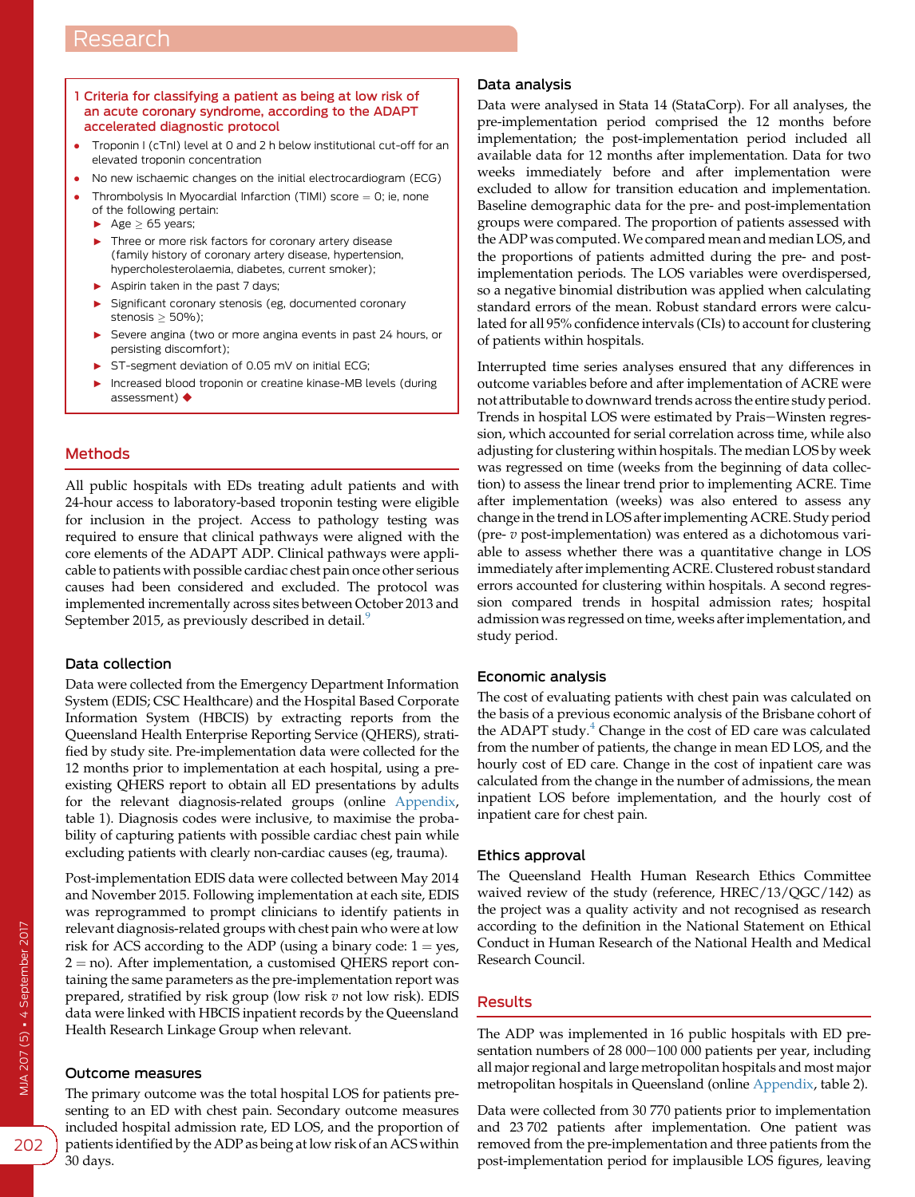**1 Criteria for classifying a patient as being at low risk of an acute coronary syndrome, according to the ADAPT accelerated diagnostic protocol**

- Troponin I (cTnI) level at 0 and 2 h below institutional cut-off for an elevated troponin concentration
- No new ischaemic changes on the initial electrocardiogram (ECG)
- Thrombolysis In Myocardial Infarction (TIMI) score = 0; ie, none of the following pertain:
  - Age ≥ 65 years;
  - Three or more risk factors for coronary artery disease (family history of coronary artery disease, hypertension, hypercholesterolaemia, diabetes, current smoker);
  - Aspirin taken in the past 7 days;
  - Significant coronary stenosis (eg, documented coronary stenosis ≥ 50%);
  - Severe angina (two or more angina events in past 24 hours, or persisting discomfort);
  - ST-segment deviation of 0.05 mV on initial ECG;
  - Increased blood troponin or creatine kinase-MB levels (during assessment) ◆

## Methods

All public hospitals with EDs treating adult patients and with 24-hour access to laboratory-based troponin testing were eligible for inclusion in the project. Access to pathology testing was required to ensure that clinical pathways were aligned with the core elements of the ADAPT ADP. Clinical pathways were applicable to patients with possible cardiac chest pain once other serious causes had been considered and excluded. The protocol was implemented incrementally across sites between October 2013 and September 2015, as previously described in detail.[9]

### Data collection

Data were collected from the Emergency Department Information System (EDIS; CSC Healthcare) and the Hospital Based Corporate Information System (HBCIS) by extracting reports from the Queensland Health Enterprise Reporting Service (QHERS), stratified by study site. Pre-implementation data were collected for the 12 months prior to implementation at each hospital, using a pre-existing QHERS report to obtain all ED presentations by adults for the relevant diagnosis-related groups (online Appendix, table 1). Diagnosis codes were inclusive, to maximise the probability of capturing patients with possible cardiac chest pain while excluding patients with clearly non-cardiac causes (eg, trauma).

Post-implementation EDIS data were collected between May 2014 and November 2015. Following implementation at each site, EDIS was reprogrammed to prompt clinicians to identify patients in relevant diagnosis-related groups with chest pain who were at low risk for ACS according to the ADP (using a binary code: 1 = yes, 2 = no). After implementation, a customised QHERS report containing the same parameters as the pre-implementation report was prepared, stratified by risk group (low risk *v* not low risk). EDIS data were linked with HBCIS inpatient records by the Queensland Health Research Linkage Group when relevant.

### Outcome measures

The primary outcome was the total hospital LOS for patients presenting to an ED with chest pain. Secondary outcome measures included hospital admission rate, ED LOS, and the proportion of patients identified by the ADP as being at low risk of an ACS within 30 days.

### Data analysis

Data were analysed in Stata 14 (StataCorp). For all analyses, the pre-implementation period comprised the 12 months before implementation; the post-implementation period included all available data for 12 months after implementation. Data for two weeks immediately before and after implementation were excluded to allow for transition education and implementation. Baseline demographic data for the pre- and post-implementation groups were compared. The proportion of patients assessed with the ADP was computed. We compared mean and median LOS, and the proportions of patients admitted during the pre- and post-implementation periods. The LOS variables were overdispersed, so a negative binomial distribution was applied when calculating standard errors of the mean. Robust standard errors were calculated for all 95% confidence intervals (CIs) to account for clustering of patients within hospitals.

Interrupted time series analyses ensured that any differences in outcome variables before and after implementation of ACRE were not attributable to downward trends across the entire study period. Trends in hospital LOS were estimated by Prais–Winsten regression, which accounted for serial correlation across time, while also adjusting for clustering within hospitals. The median LOS by week was regressed on time (weeks from the beginning of data collection) to assess the linear trend prior to implementing ACRE. Time after implementation (weeks) was also entered to assess any change in the trend in LOS after implementing ACRE. Study period (pre- *v* post-implementation) was entered as a dichotomous variable to assess whether there was a quantitative change in LOS immediately after implementing ACRE. Clustered robust standard errors accounted for clustering within hospitals. A second regression compared trends in hospital admission rates; hospital admission was regressed on time, weeks after implementation, and study period.

### Economic analysis

The cost of evaluating patients with chest pain was calculated on the basis of a previous economic analysis of the Brisbane cohort of the ADAPT study.[4] Change in the cost of ED care was calculated from the number of patients, the change in mean ED LOS, and the hourly cost of ED care. Change in the cost of inpatient care was calculated from the change in the number of admissions, the mean inpatient LOS before implementation, and the hourly cost of inpatient care for chest pain.

### Ethics approval

The Queensland Health Human Research Ethics Committee waived review of the study (reference, HREC/13/QGC/142) as the project was a quality activity and not recognised as research according to the definition in the National Statement on Ethical Conduct in Human Research of the National Health and Medical Research Council.

## Results

The ADP was implemented in 16 public hospitals with ED presentation numbers of 28 000–100 000 patients per year, including all major regional and large metropolitan hospitals and most major metropolitan hospitals in Queensland (online Appendix, table 2).

Data were collected from 30 770 patients prior to implementation and 23 702 patients after implementation. One patient was removed from the pre-implementation and three patients from the post-implementation period for implausible LOS figures, leaving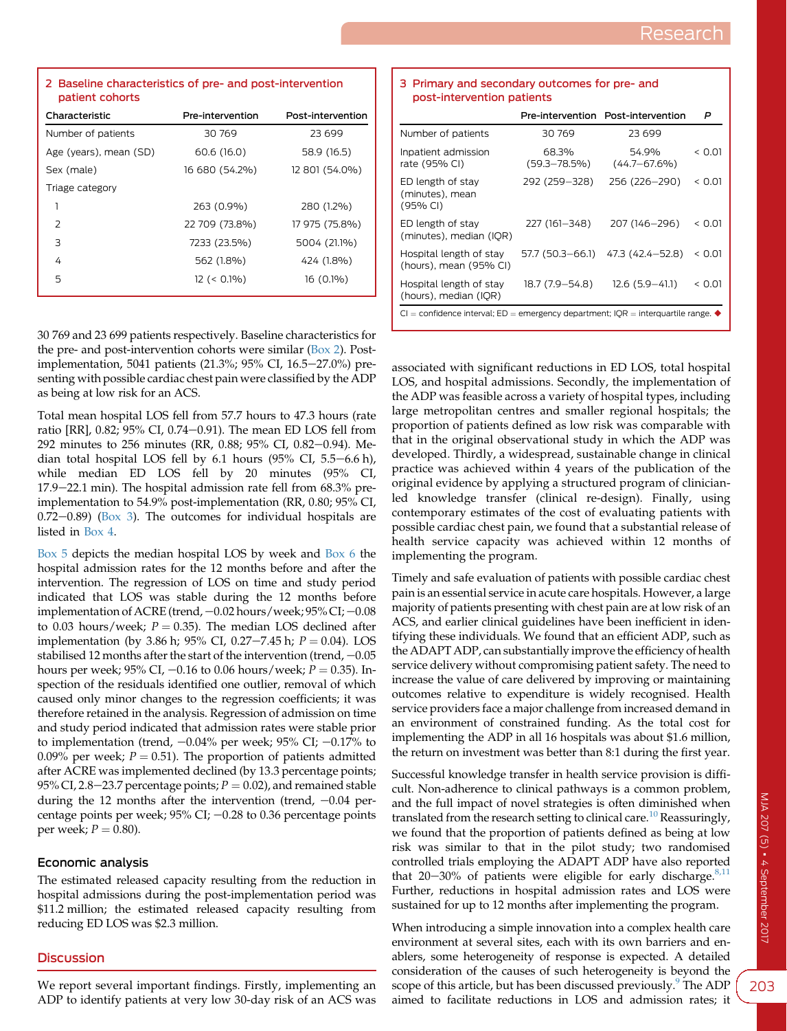**2 Baseline characteristics of pre- and post-intervention patient cohorts**

| Characteristic | Pre-intervention | Post-intervention |
|---|---|---|
| Number of patients | 30 769 | 23 699 |
| Age (years), mean (SD) | 60.6 (16.0) | 58.9 (16.5) |
| Sex (male) | 16 680 (54.2%) | 12 801 (54.0%) |
| Triage category | | |
| 1 | 263 (0.9%) | 280 (1.2%) |
| 2 | 22 709 (73.8%) | 17 975 (75.8%) |
| 3 | 7233 (23.5%) | 5004 (21.1%) |
| 4 | 562 (1.8%) | 424 (1.8%) |
| 5 | 12 (< 0.1%) | 16 (0.1%) |

**3 Primary and secondary outcomes for pre- and post-intervention patients**

| | Pre-intervention | Post-intervention | P |
|---|---|---|---|
| Number of patients | 30 769 | 23 699 | |
| Inpatient admission rate (95% CI) | 68.3% (59.3–78.5%) | 54.9% (44.7–67.6%) | < 0.01 |
| ED length of stay (minutes), mean (95% CI) | 292 (259–328) | 256 (226–290) | < 0.01 |
| ED length of stay (minutes), median (IQR) | 227 (161–348) | 207 (146–296) | < 0.01 |
| Hospital length of stay (hours), mean (95% CI) | 57.7 (50.3–66.1) | 47.3 (42.4–52.8) | < 0.01 |
| Hospital length of stay (hours), median (IQR) | 18.7 (7.9–54.8) | 12.6 (5.9–41.1) | < 0.01 |

CI = confidence interval; ED = emergency department; IQR = interquartile range. ◆

30 769 and 23 699 patients respectively. Baseline characteristics for the pre- and post-intervention cohorts were similar (Box 2). Post-implementation, 5041 patients (21.3%; 95% CI, 16.5–27.0%) presenting with possible cardiac chest pain were classified by the ADP as being at low risk for an ACS.

Total mean hospital LOS fell from 57.7 hours to 47.3 hours (rate ratio [RR], 0.82; 95% CI, 0.74–0.91). The mean ED LOS fell from 292 minutes to 256 minutes (RR, 0.88; 95% CI, 0.82–0.94). Median total hospital LOS fell by 6.1 hours (95% CI, 5.5–6.6 h), while median ED LOS fell by 20 minutes (95% CI, 17.9–22.1 min). The hospital admission rate fell from 68.3% pre-implementation to 54.9% post-implementation (RR, 0.80; 95% CI, 0.72–0.89) (Box 3). The outcomes for individual hospitals are listed in Box 4.

Box 5 depicts the median hospital LOS by week and Box 6 the hospital admission rates for the 12 months before and after the intervention. The regression of LOS on time and study period indicated that LOS was stable during the 12 months before implementation of ACRE (trend, −0.02 hours/week; 95% CI; −0.08 to 0.03 hours/week; $P = 0.35$). The median LOS declined after implementation (by 3.86 h; 95% CI, 0.27–7.45 h; $P = 0.04$). LOS stabilised 12 months after the start of the intervention (trend, −0.05 hours per week; 95% CI, −0.16 to 0.06 hours/week; $P = 0.35$). Inspection of the residuals identified one outlier, removal of which caused only minor changes to the regression coefficients; it was therefore retained in the analysis. Regression of admission on time and study period indicated that admission rates were stable prior to implementation (trend, −0.04% per week; 95% CI; −0.17% to 0.09% per week; $P = 0.51$). The proportion of patients admitted after ACRE was implemented declined (by 13.3 percentage points; 95% CI, 2.8–23.7 percentage points; $P = 0.02$), and remained stable during the 12 months after the intervention (trend, −0.04 percentage points per week; 95% CI; −0.28 to 0.36 percentage points per week; $P = 0.80$).

### Economic analysis

The estimated released capacity resulting from the reduction in hospital admissions during the post-implementation period was $11.2 million; the estimated released capacity resulting from reducing ED LOS was $2.3 million.

## Discussion

We report several important findings. Firstly, implementing an ADP to identify patients at very low 30-day risk of an ACS was associated with significant reductions in ED LOS, total hospital LOS, and hospital admissions. Secondly, the implementation of the ADP was feasible across a variety of hospital types, including large metropolitan centres and smaller regional hospitals; the proportion of patients defined as low risk was comparable with that in the original observational study in which the ADP was developed. Thirdly, a widespread, sustainable change in clinical practice was achieved within 4 years of the publication of the original evidence by applying a structured program of clinician-led knowledge transfer (clinical re-design). Finally, using contemporary estimates of the cost of evaluating patients with possible cardiac chest pain, we found that a substantial release of health service capacity was achieved within 12 months of implementing the program.

Timely and safe evaluation of patients with possible cardiac chest pain is an essential service in acute care hospitals. However, a large majority of patients presenting with chest pain are at low risk of an ACS, and earlier clinical guidelines have been inefficient in identifying these individuals. We found that an efficient ADP, such as the ADAPT ADP, can substantially improve the efficiency of health service delivery without compromising patient safety. The need to increase the value of care delivered by improving or maintaining outcomes relative to expenditure is widely recognised. Health service providers face a major challenge from increased demand in an environment of constrained funding. As the total cost for implementing the ADP in all 16 hospitals was about $1.6 million, the return on investment was better than 8:1 during the first year.

Successful knowledge transfer in health service provision is difficult. Non-adherence to clinical pathways is a common problem, and the full impact of novel strategies is often diminished when translated from the research setting to clinical care.[10] Reassuringly, we found that the proportion of patients defined as being at low risk was similar to that in the pilot study; two randomised controlled trials employing the ADAPT ADP have also reported that 20–30% of patients were eligible for early discharge.[8,11] Further, reductions in hospital admission rates and LOS were sustained for up to 12 months after implementing the program.

When introducing a simple innovation into a complex health care environment at several sites, each with its own barriers and enablers, some heterogeneity of response is expected. A detailed consideration of the causes of such heterogeneity is beyond the scope of this article, but has been discussed previously.[9] The ADP aimed to facilitate reductions in LOS and admission rates; it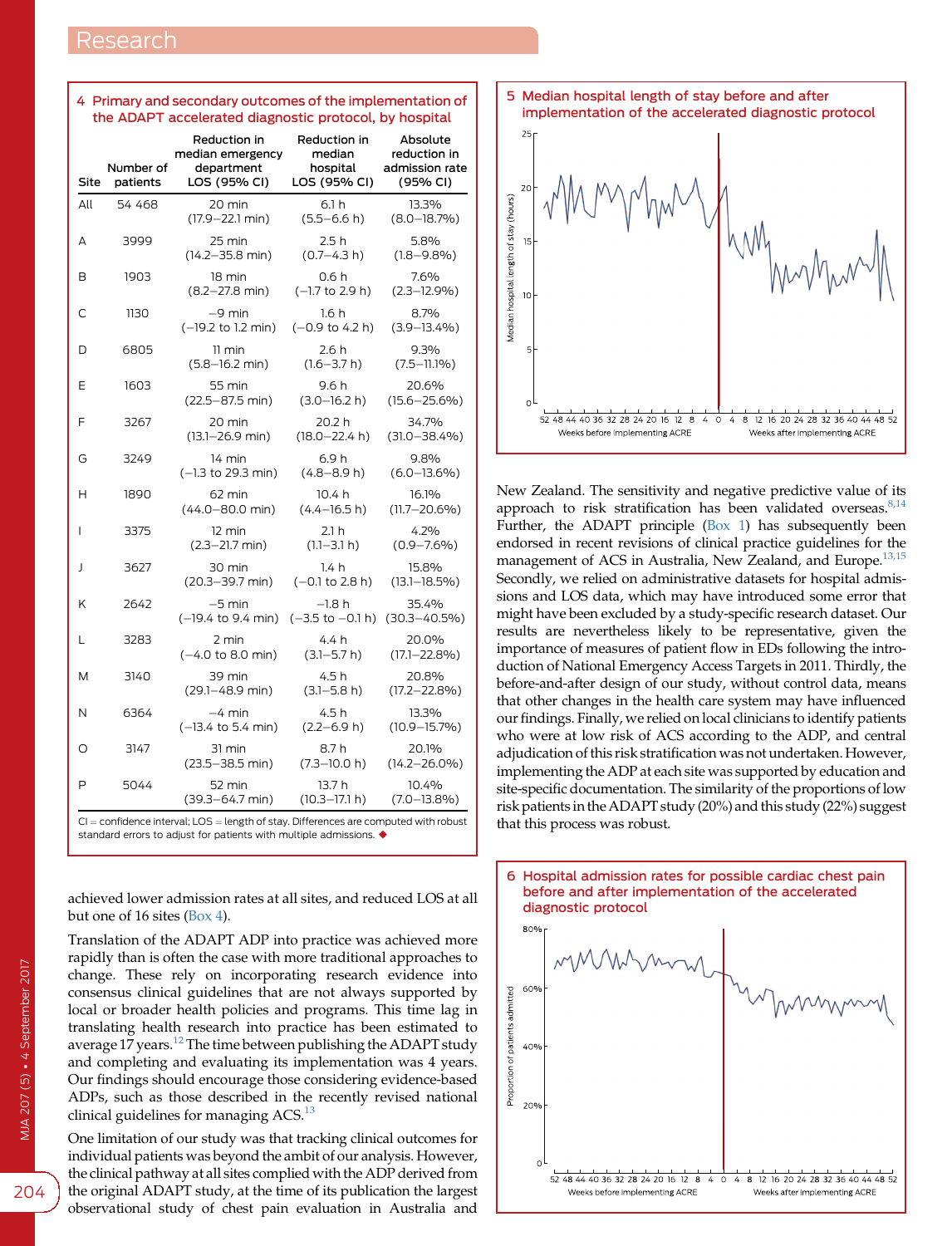**4 Primary and secondary outcomes of the implementation of the ADAPT accelerated diagnostic protocol, by hospital**

| Site | Number of patients | Reduction in median emergency department LOS (95% CI) | Reduction in median hospital LOS (95% CI) | Absolute reduction in admission rate (95% CI) |
|---|---|---|---|---|
| All | 54 468 | 20 min (17.9–22.1 min) | 6.1 h (5.5–6.6 h) | 13.3% (8.0–18.7%) |
| A | 3999 | 25 min (14.2–35.8 min) | 2.5 h (0.7–4.3 h) | 5.8% (1.8–9.8%) |
| B | 1903 | 18 min (8.2–27.8 min) | 0.6 h (−1.7 to 2.9 h) | 7.6% (2.3–12.9%) |
| C | 1130 | −9 min (−19.2 to 1.2 min) | 1.6 h (−0.9 to 4.2 h) | 8.7% (3.9–13.4%) |
| D | 6805 | 11 min (5.8–16.2 min) | 2.6 h (1.6–3.7 h) | 9.3% (7.5–11.1%) |
| E | 1603 | 55 min (22.5–87.5 min) | 9.6 h (3.0–16.2 h) | 20.6% (15.6–25.6%) |
| F | 3267 | 20 min (13.1–26.9 min) | 20.2 h (18.0–22.4 h) | 34.7% (31.0–38.4%) |
| G | 3249 | 14 min (−1.3 to 29.3 min) | 6.9 h (4.8–8.9 h) | 9.8% (6.0–13.6%) |
| H | 1890 | 62 min (44.0–80.0 min) | 10.4 h (4.4–16.5 h) | 16.1% (11.7–20.6%) |
| I | 3375 | 12 min (2.3–21.7 min) | 2.1 h (1.1–3.1 h) | 4.2% (0.9–7.6%) |
| J | 3627 | 30 min (20.3–39.7 min) | 1.4 h (−0.1 to 2.8 h) | 15.8% (13.1–18.5%) |
| K | 2642 | −5 min (−19.4 to 9.4 min) | −1.8 h (−3.5 to −0.1 h) | 35.4% (30.3–40.5%) |
| L | 3283 | 2 min (−4.0 to 8.0 min) | 4.4 h (3.1–5.7 h) | 20.0% (17.1–22.8%) |
| M | 3140 | 39 min (29.1–48.9 min) | 4.5 h (3.1–5.8 h) | 20.8% (17.2–22.8%) |
| N | 6364 | −4 min (−13.4 to 5.4 min) | 4.5 h (2.2–6.9 h) | 13.3% (10.9–15.7%) |
| O | 3147 | 31 min (23.5–38.5 min) | 8.7 h (7.3–10.0 h) | 20.1% (14.2–26.0%) |
| P | 5044 | 52 min (39.3–64.7 min) | 13.7 h (10.3–17.1 h) | 10.4% (7.0–13.8%) |

CI = confidence interval; LOS = length of stay. Differences are computed with robust standard errors to adjust for patients with multiple admissions. ◆

achieved lower admission rates at all sites, and reduced LOS at all but one of 16 sites (Box 4).

Translation of the ADAPT ADP into practice was achieved more rapidly than is often the case with more traditional approaches to change. These rely on incorporating research evidence into consensus clinical guidelines that are not always supported by local or broader health policies and programs. This time lag in translating health research into practice has been estimated to average 17 years.[12] The time between publishing the ADAPT study and completing and evaluating its implementation was 4 years. Our findings should encourage those considering evidence-based ADPs, such as those described in the recently revised national clinical guidelines for managing ACS.[13]

One limitation of our study was that tracking clinical outcomes for individual patients was beyond the ambit of our analysis. However, the clinical pathway at all sites complied with the ADP derived from the original ADAPT study, at the time of its publication the largest observational study of chest pain evaluation in Australia and New Zealand. The sensitivity and negative predictive value of its approach to risk stratification has been validated overseas.[8,14] Further, the ADAPT principle (Box 1) has subsequently been endorsed in recent revisions of clinical practice guidelines for the management of ACS in Australia, New Zealand, and Europe.[13,15] Secondly, we relied on administrative datasets for hospital admissions and LOS data, which may have introduced some error that might have been excluded by a study-specific research dataset. Our results are nevertheless likely to be representative, given the importance of measures of patient flow in EDs following the introduction of National Emergency Access Targets in 2011. Thirdly, the before-and-after design of our study, without control data, means that other changes in the health care system may have influenced our findings. Finally, we relied on local clinicians to identify patients who were at low risk of ACS according to the ADP, and central adjudication of this risk stratification was not undertaken. However, implementing the ADP at each site was supported by education and site-specific documentation. The similarity of the proportions of low risk patients in the ADAPT study (20%) and this study (22%) suggest that this process was robust.

**5 Median hospital length of stay before and after implementation of the accelerated diagnostic protocol**

**6 Hospital admission rates for possible cardiac chest pain before and after implementation of the accelerated diagnostic protocol**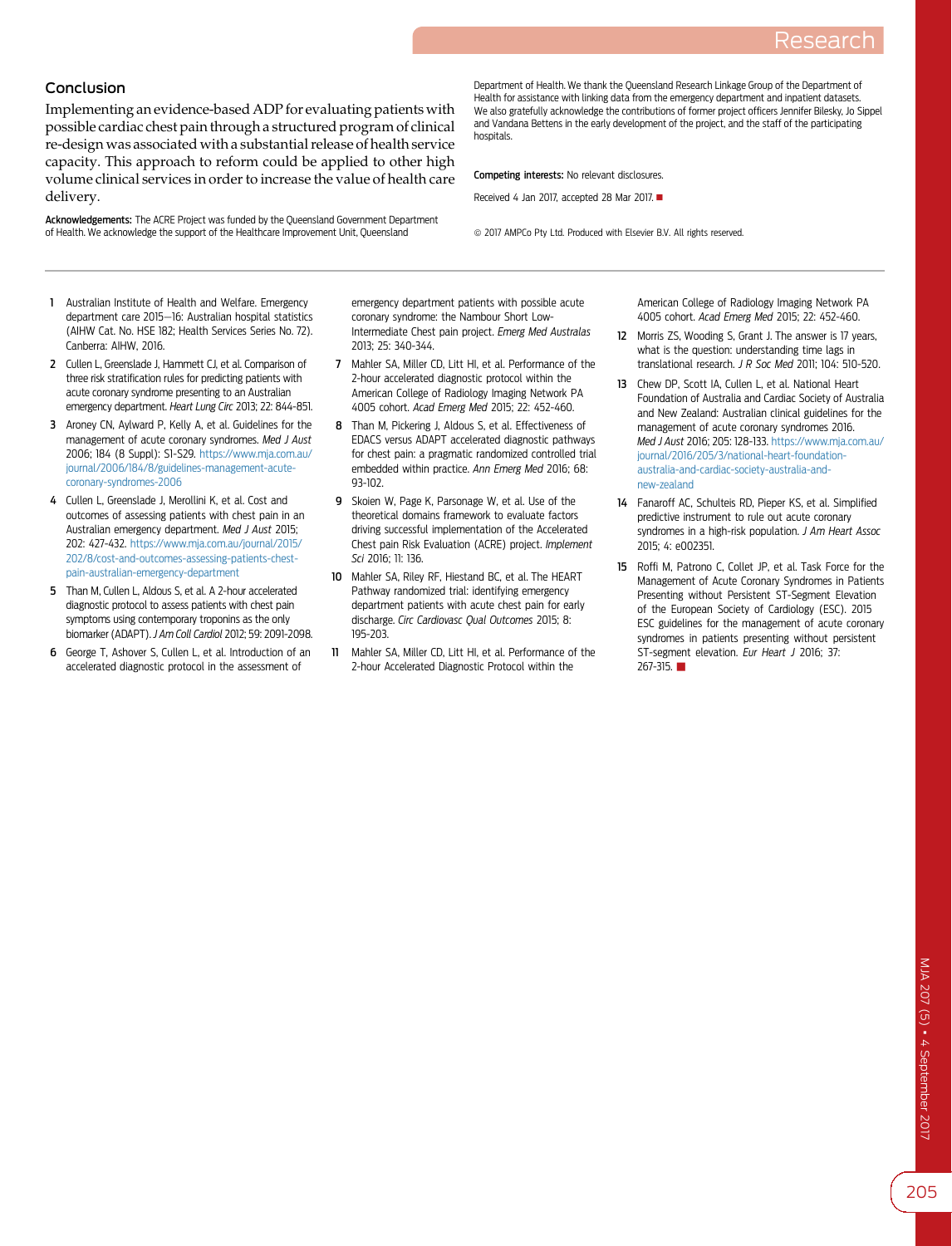## Conclusion

Implementing an evidence-based ADP for evaluating patients with possible cardiac chest pain through a structured program of clinical re-design was associated with a substantial release of health service capacity. This approach to reform could be applied to other high volume clinical services in order to increase the value of health care delivery.

**Acknowledgements:** The ACRE Project was funded by the Queensland Government Department of Health. We acknowledge the support of the Healthcare Improvement Unit, Queensland Department of Health. We thank the Queensland Research Linkage Group of the Department of Health for assistance with linking data from the emergency department and inpatient datasets. We also gratefully acknowledge the contributions of former project officers Jennifer Bilesky, Jo Sippel and Vandana Bettens in the early development of the project, and the staff of the participating hospitals.

**Competing interests:** No relevant disclosures.

Received 4 Jan 2017, accepted 28 Mar 2017.

© 2017 AMPCo Pty Ltd. Produced with Elsevier B.V. All rights reserved.

1. Australian Institute of Health and Welfare. Emergency department care 2015–16: Australian hospital statistics (AIHW Cat. No. HSE 182; Health Services Series No. 72). Canberra: AIHW, 2016.
2. Cullen L, Greenslade J, Hammett CJ, et al. Comparison of three risk stratification rules for predicting patients with acute coronary syndrome presenting to an Australian emergency department. *Heart Lung Circ* 2013; 22: 844-851.
3. Aroney CN, Aylward P, Kelly A, et al. Guidelines for the management of acute coronary syndromes. *Med J Aust* 2006; 184 (8 Suppl): S1-S29. https://www.mja.com.au/journal/2006/184/8/guidelines-management-acute-coronary-syndromes-2006
4. Cullen L, Greenslade J, Merollini K, et al. Cost and outcomes of assessing patients with chest pain in an Australian emergency department. *Med J Aust* 2015; 202: 427-432. https://www.mja.com.au/journal/2015/202/8/cost-and-outcomes-assessing-patients-chest-pain-australian-emergency-department
5. Than M, Cullen L, Aldous S, et al. A 2-hour accelerated diagnostic protocol to assess patients with chest pain symptoms using contemporary troponins as the only biomarker (ADAPT). *J Am Coll Cardiol* 2012; 59: 2091-2098.
6. George T, Ashover S, Cullen L, et al. Introduction of an accelerated diagnostic protocol in the assessment of emergency department patients with possible acute coronary syndrome: the Nambour Short Low-Intermediate Chest pain project. *Emerg Med Australas* 2013; 25: 340-344.
7. Mahler SA, Miller CD, Litt HI, et al. Performance of the 2-hour accelerated diagnostic protocol within the American College of Radiology Imaging Network PA 4005 cohort. *Acad Emerg Med* 2015; 22: 452-460.
8. Than M, Pickering J, Aldous S, et al. Effectiveness of EDACS versus ADAPT accelerated diagnostic pathways for chest pain: a pragmatic randomized controlled trial embedded within practice. *Ann Emerg Med* 2016; 68: 93-102.
9. Skoien W, Page K, Parsonage W, et al. Use of the theoretical domains framework to evaluate factors driving successful implementation of the Accelerated Chest pain Risk Evaluation (ACRE) project. *Implement Sci* 2016; 11: 136.
10. Mahler SA, Riley RF, Hiestand BC, et al. The HEART Pathway randomized trial: identifying emergency department patients with acute chest pain for early discharge. *Circ Cardiovasc Qual Outcomes* 2015; 8: 195-203.
11. Mahler SA, Miller CD, Litt HI, et al. Performance of the 2-hour Accelerated Diagnostic Protocol within the American College of Radiology Imaging Network PA 4005 cohort. *Acad Emerg Med* 2015; 22: 452-460.
12. Morris ZS, Wooding S, Grant J. The answer is 17 years, what is the question: understanding time lags in translational research. *J R Soc Med* 2011; 104: 510-520.
13. Chew DP, Scott IA, Cullen L, et al. National Heart Foundation of Australia and Cardiac Society of Australia and New Zealand: Australian clinical guidelines for the management of acute coronary syndromes 2016. *Med J Aust* 2016; 205: 128-133. https://www.mja.com.au/journal/2016/205/3/national-heart-foundation-australia-and-cardiac-society-australia-and-new-zealand
14. Fanaroff AC, Schulteis RD, Pieper KS, et al. Simplified predictive instrument to rule out acute coronary syndromes in a high-risk population. *J Am Heart Assoc* 2015; 4: e002351.
15. Roffi M, Patrono C, Collet JP, et al. Task Force for the Management of Acute Coronary Syndromes in Patients Presenting without Persistent ST-Segment Elevation of the European Society of Cardiology (ESC). 2015 ESC guidelines for the management of acute coronary syndromes in patients presenting without persistent ST-segment elevation. *Eur Heart J* 2016; 37: 267-315.